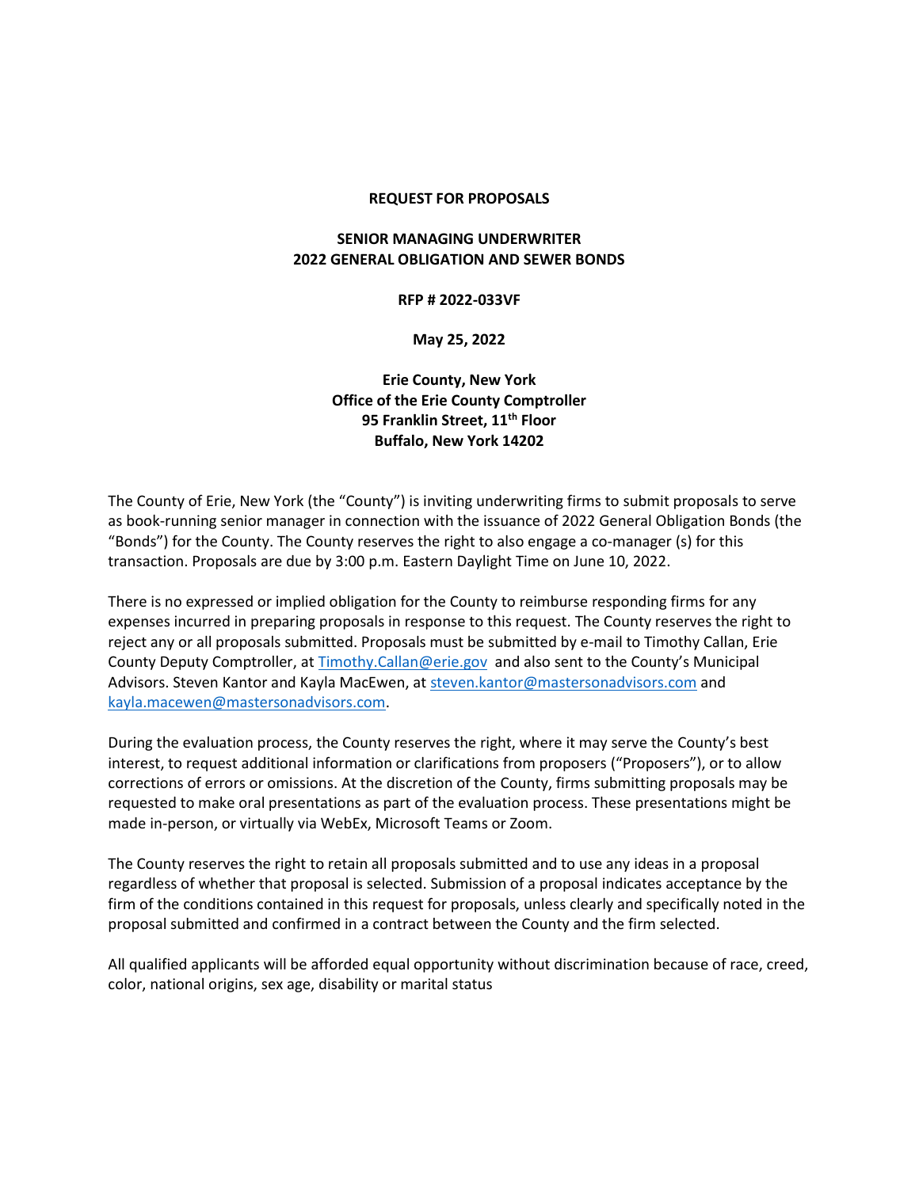**REQUEST FOR PROPOSALS**

**SENIOR MANAGING UNDERWRITER**
**2022 GENERAL OBLIGATION AND SEWER BONDS**

**RFP # 2022-033VF**

**May 25, 2022**

**Erie County, New York**
**Office of the Erie County Comptroller**
**95 Franklin Street, 11th Floor**
**Buffalo, New York 14202**

The County of Erie, New York (the "County") is inviting underwriting firms to submit proposals to serve as book-running senior manager in connection with the issuance of 2022 General Obligation Bonds (the "Bonds") for the County. The County reserves the right to also engage a co-manager (s) for this transaction. Proposals are due by 3:00 p.m. Eastern Daylight Time on June 10, 2022.

There is no expressed or implied obligation for the County to reimburse responding firms for any expenses incurred in preparing proposals in response to this request. The County reserves the right to reject any or all proposals submitted. Proposals must be submitted by e-mail to Timothy Callan, Erie County Deputy Comptroller, at Timothy.Callan@erie.gov and also sent to the County's Municipal Advisors. Steven Kantor and Kayla MacEwen, at steven.kantor@mastersonadvisors.com and kayla.macewen@mastersonadvisors.com.

During the evaluation process, the County reserves the right, where it may serve the County's best interest, to request additional information or clarifications from proposers ("Proposers"), or to allow corrections of errors or omissions. At the discretion of the County, firms submitting proposals may be requested to make oral presentations as part of the evaluation process. These presentations might be made in-person, or virtually via WebEx, Microsoft Teams or Zoom.

The County reserves the right to retain all proposals submitted and to use any ideas in a proposal regardless of whether that proposal is selected. Submission of a proposal indicates acceptance by the firm of the conditions contained in this request for proposals, unless clearly and specifically noted in the proposal submitted and confirmed in a contract between the County and the firm selected.

All qualified applicants will be afforded equal opportunity without discrimination because of race, creed, color, national origins, sex age, disability or marital status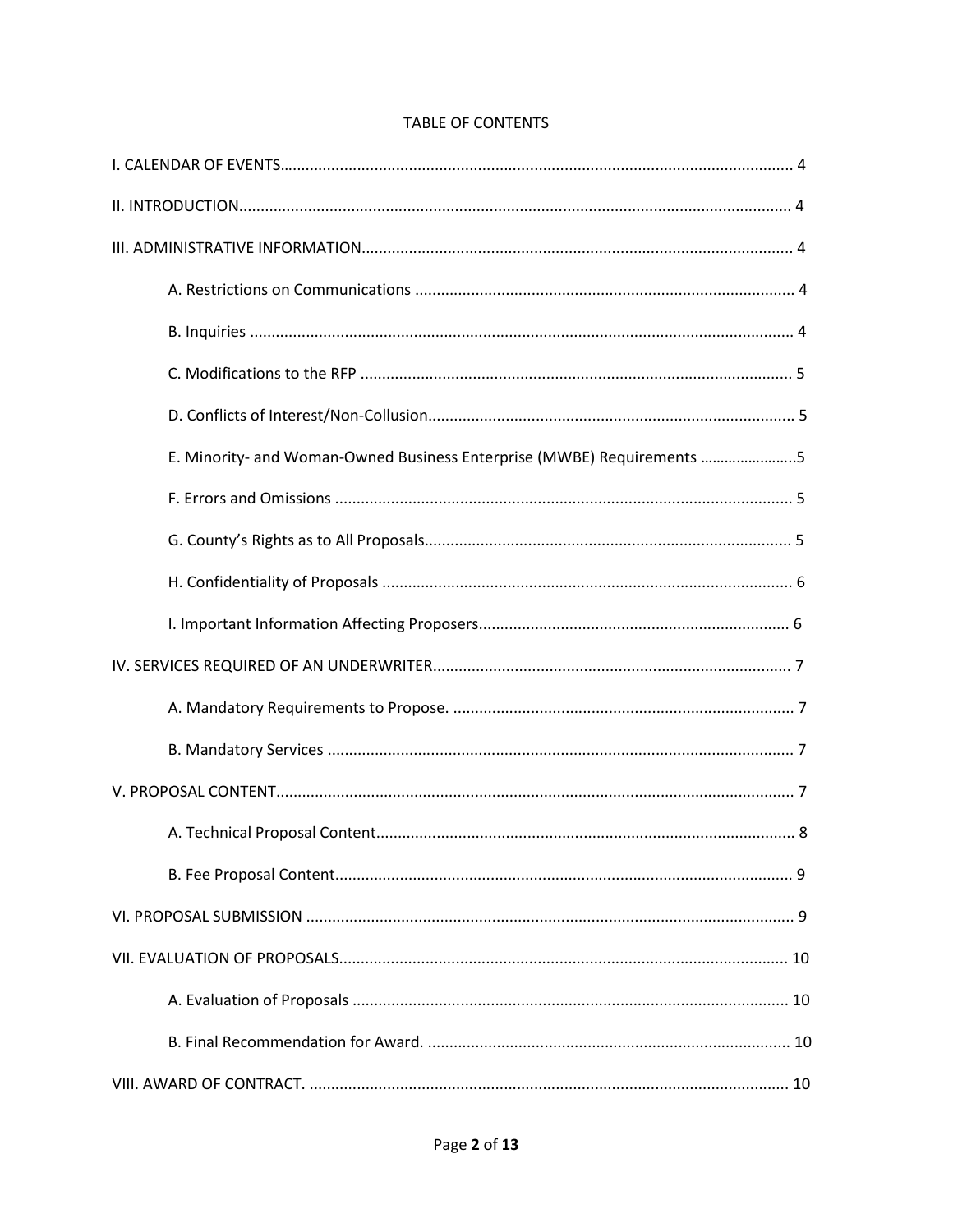TABLE OF CONTENTS

I. CALENDAR OF EVENTS…………………………………………………………………………………………………… 4

II. INTRODUCTION……………………………………………………………………………………………………………… 4

III. ADMINISTRATIVE INFORMATION…………………………………………………………………………………… 4

- A. Restrictions on Communications ……………………………………………………………………… 4
- B. Inquiries ……………………………………………………………………………………………………… 4
- C. Modifications to the RFP ………………………………………………………………………………… 5
- D. Conflicts of Interest/Non-Collusion…………………………………………………………………… 5
- E. Minority- and Woman-Owned Business Enterprise (MWBE) Requirements …………………..5
- F. Errors and Omissions ……………………………………………………………………………………… 5
- G. County's Rights as to All Proposals…………………………………………………………………… 5
- H. Confidentiality of Proposals …………………………………………………………………………… 6
- I. Important Information Affecting Proposers……………………………………………………… 6

IV. SERVICES REQUIRED OF AN UNDERWRITER…………………………………………………………………… 7

- A. Mandatory Requirements to Propose. ……………………………………………………………… 7
- B. Mandatory Services ……………………………………………………………………………………… 7

V. PROPOSAL CONTENT……………………………………………………………………………………………………… 7

- A. Technical Proposal Content……………………………………………………………………………… 8
- B. Fee Proposal Content……………………………………………………………………………………… 9

VI. PROPOSAL SUBMISSION ………………………………………………………………………………………………… 9

VII. EVALUATION OF PROPOSALS………………………………………………………………………………………… 10

- A. Evaluation of Proposals …………………………………………………………………………………… 10
- B. Final Recommendation for Award. …………………………………………………………………… 10

VIII. AWARD OF CONTRACT. ………………………………………………………………………………………………… 10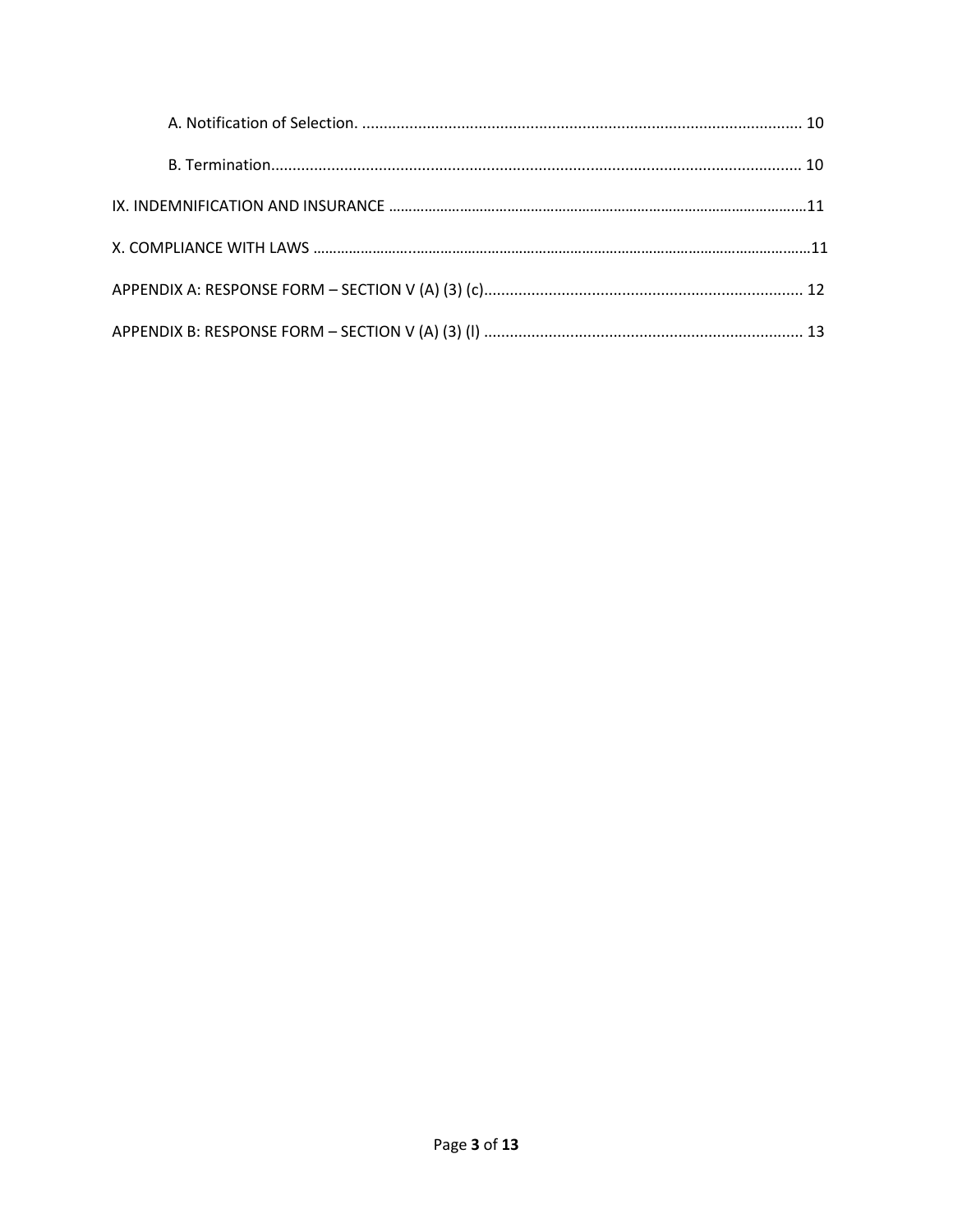A. Notification of Selection. ..................................................................................................... 10

B. Termination.......................................................................................................................... 10

IX. INDEMNIFICATION AND INSURANCE ........................................................................................................11

X. COMPLIANCE WITH LAWS .............................................................................................................................11

APPENDIX A: RESPONSE FORM – SECTION V (A) (3) (c)......................................................................... 12

APPENDIX B: RESPONSE FORM – SECTION V (A) (3) (l) ......................................................................... 13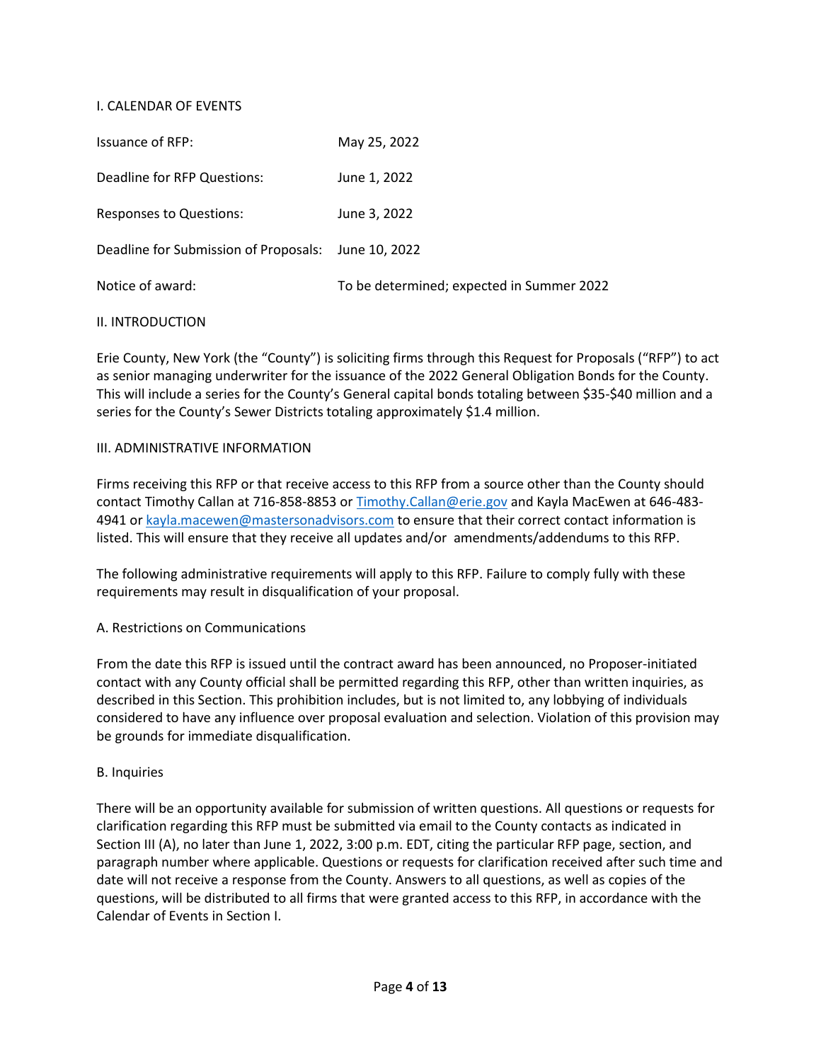## I. CALENDAR OF EVENTS

| | |
|---|---|
| Issuance of RFP: | May 25, 2022 |
| Deadline for RFP Questions: | June 1, 2022 |
| Responses to Questions: | June 3, 2022 |
| Deadline for Submission of Proposals: | June 10, 2022 |
| Notice of award: | To be determined; expected in Summer 2022 |

## II. INTRODUCTION

Erie County, New York (the "County") is soliciting firms through this Request for Proposals ("RFP") to act as senior managing underwriter for the issuance of the 2022 General Obligation Bonds for the County. This will include a series for the County's General capital bonds totaling between $35-$40 million and a series for the County's Sewer Districts totaling approximately $1.4 million.

## III. ADMINISTRATIVE INFORMATION

Firms receiving this RFP or that receive access to this RFP from a source other than the County should contact Timothy Callan at 716-858-8853 or [Timothy.Callan@erie.gov](mailto:Timothy.Callan@erie.gov) and Kayla MacEwen at 646-483-4941 or [kayla.macewen@mastersonadvisors.com](mailto:kayla.macewen@mastersonadvisors.com) to ensure that their correct contact information is listed. This will ensure that they receive all updates and/or amendments/addendums to this RFP.

The following administrative requirements will apply to this RFP. Failure to comply fully with these requirements may result in disqualification of your proposal.

### A. Restrictions on Communications

From the date this RFP is issued until the contract award has been announced, no Proposer-initiated contact with any County official shall be permitted regarding this RFP, other than written inquiries, as described in this Section. This prohibition includes, but is not limited to, any lobbying of individuals considered to have any influence over proposal evaluation and selection. Violation of this provision may be grounds for immediate disqualification.

### B. Inquiries

There will be an opportunity available for submission of written questions. All questions or requests for clarification regarding this RFP must be submitted via email to the County contacts as indicated in Section III (A), no later than June 1, 2022, 3:00 p.m. EDT, citing the particular RFP page, section, and paragraph number where applicable. Questions or requests for clarification received after such time and date will not receive a response from the County. Answers to all questions, as well as copies of the questions, will be distributed to all firms that were granted access to this RFP, in accordance with the Calendar of Events in Section I.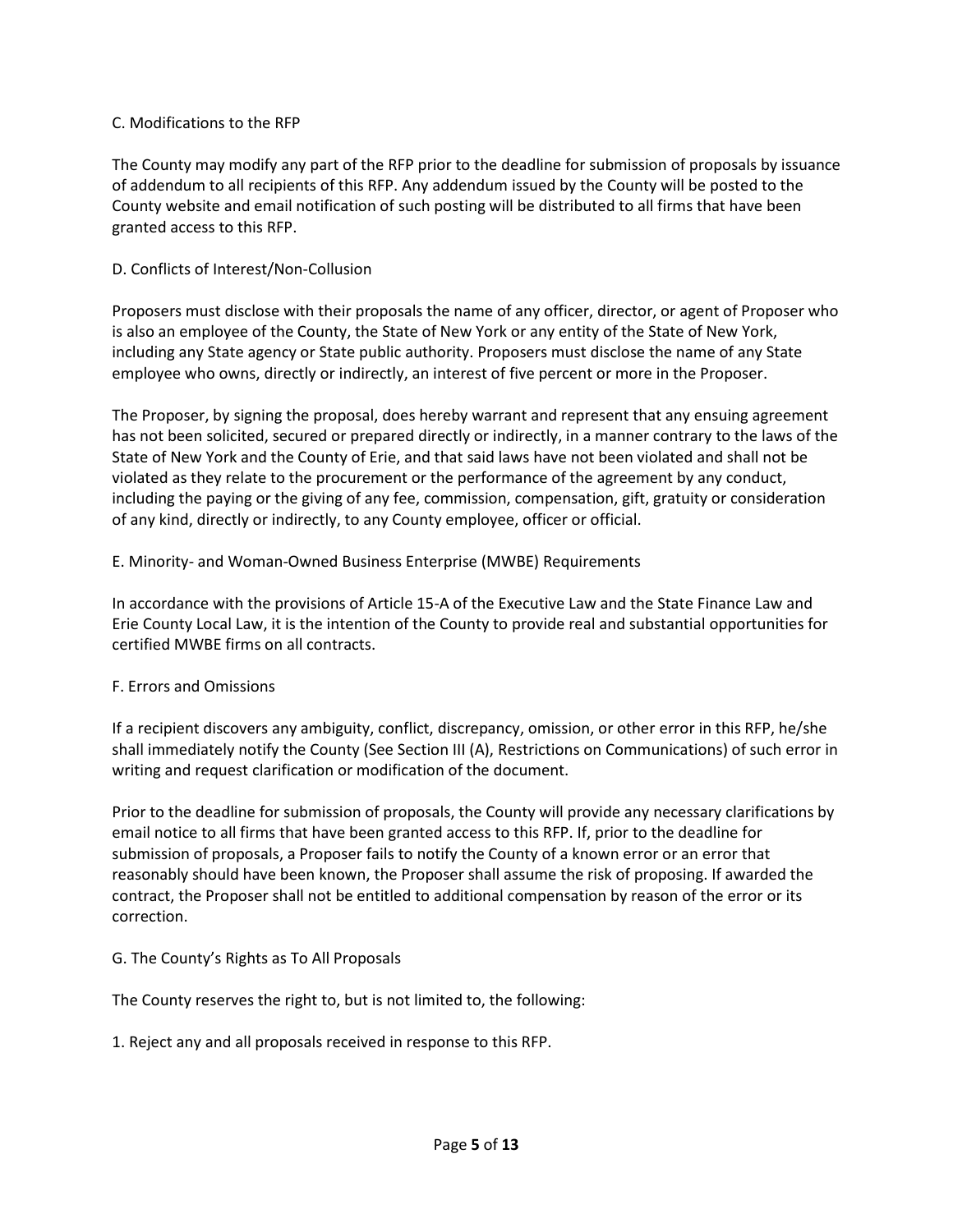### C. Modifications to the RFP

The County may modify any part of the RFP prior to the deadline for submission of proposals by issuance of addendum to all recipients of this RFP. Any addendum issued by the County will be posted to the County website and email notification of such posting will be distributed to all firms that have been granted access to this RFP.

### D. Conflicts of Interest/Non-Collusion

Proposers must disclose with their proposals the name of any officer, director, or agent of Proposer who is also an employee of the County, the State of New York or any entity of the State of New York, including any State agency or State public authority. Proposers must disclose the name of any State employee who owns, directly or indirectly, an interest of five percent or more in the Proposer.

The Proposer, by signing the proposal, does hereby warrant and represent that any ensuing agreement has not been solicited, secured or prepared directly or indirectly, in a manner contrary to the laws of the State of New York and the County of Erie, and that said laws have not been violated and shall not be violated as they relate to the procurement or the performance of the agreement by any conduct, including the paying or the giving of any fee, commission, compensation, gift, gratuity or consideration of any kind, directly or indirectly, to any County employee, officer or official.

### E. Minority- and Woman-Owned Business Enterprise (MWBE) Requirements

In accordance with the provisions of Article 15-A of the Executive Law and the State Finance Law and Erie County Local Law, it is the intention of the County to provide real and substantial opportunities for certified MWBE firms on all contracts.

### F. Errors and Omissions

If a recipient discovers any ambiguity, conflict, discrepancy, omission, or other error in this RFP, he/she shall immediately notify the County (See Section III (A), Restrictions on Communications) of such error in writing and request clarification or modification of the document.

Prior to the deadline for submission of proposals, the County will provide any necessary clarifications by email notice to all firms that have been granted access to this RFP. If, prior to the deadline for submission of proposals, a Proposer fails to notify the County of a known error or an error that reasonably should have been known, the Proposer shall assume the risk of proposing. If awarded the contract, the Proposer shall not be entitled to additional compensation by reason of the error or its correction.

### G. The County's Rights as To All Proposals

The County reserves the right to, but is not limited to, the following:

1. Reject any and all proposals received in response to this RFP.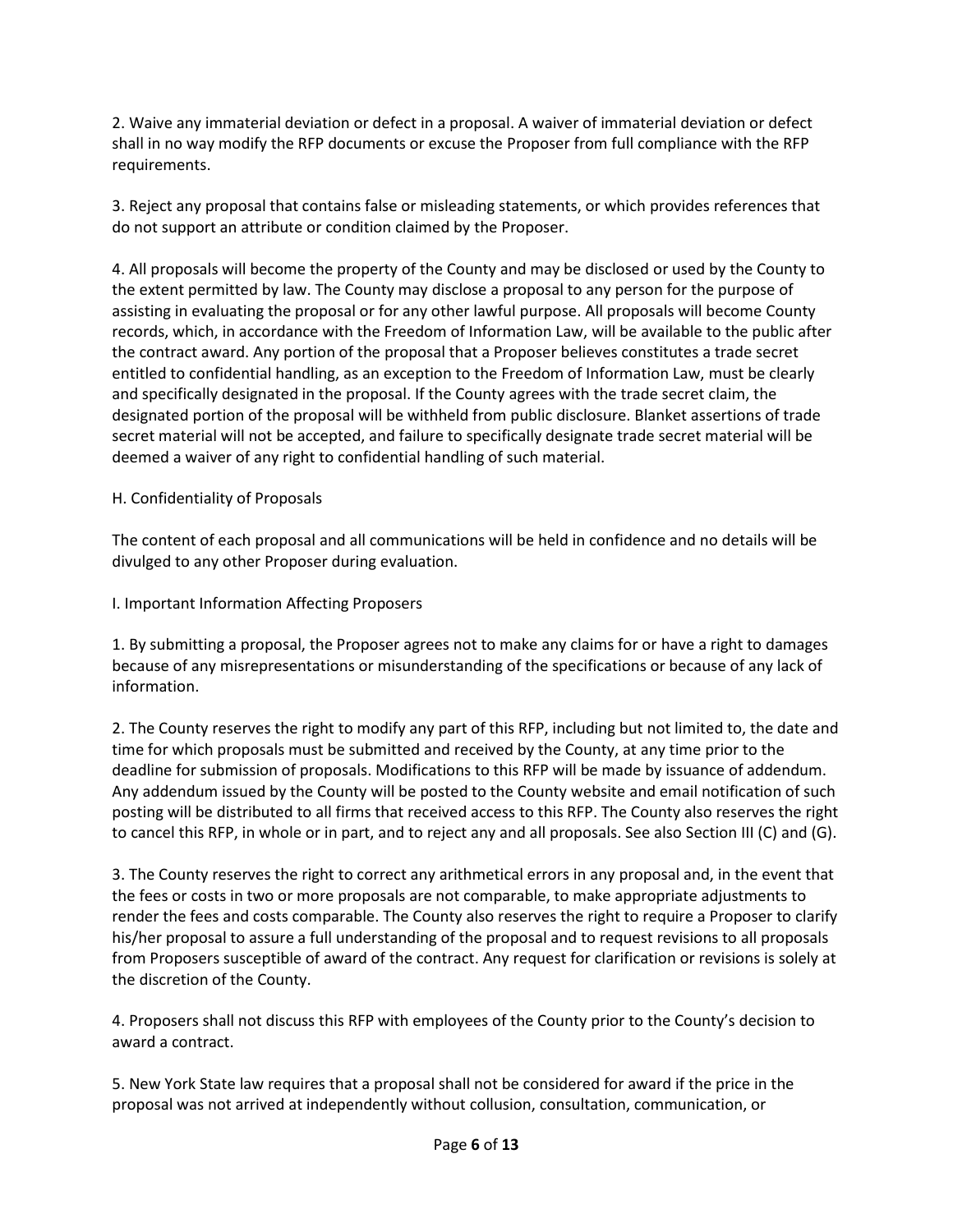2. Waive any immaterial deviation or defect in a proposal. A waiver of immaterial deviation or defect shall in no way modify the RFP documents or excuse the Proposer from full compliance with the RFP requirements.

3. Reject any proposal that contains false or misleading statements, or which provides references that do not support an attribute or condition claimed by the Proposer.

4. All proposals will become the property of the County and may be disclosed or used by the County to the extent permitted by law. The County may disclose a proposal to any person for the purpose of assisting in evaluating the proposal or for any other lawful purpose. All proposals will become County records, which, in accordance with the Freedom of Information Law, will be available to the public after the contract award. Any portion of the proposal that a Proposer believes constitutes a trade secret entitled to confidential handling, as an exception to the Freedom of Information Law, must be clearly and specifically designated in the proposal. If the County agrees with the trade secret claim, the designated portion of the proposal will be withheld from public disclosure. Blanket assertions of trade secret material will not be accepted, and failure to specifically designate trade secret material will be deemed a waiver of any right to confidential handling of such material.

H. Confidentiality of Proposals

The content of each proposal and all communications will be held in confidence and no details will be divulged to any other Proposer during evaluation.

I. Important Information Affecting Proposers

1. By submitting a proposal, the Proposer agrees not to make any claims for or have a right to damages because of any misrepresentations or misunderstanding of the specifications or because of any lack of information.

2. The County reserves the right to modify any part of this RFP, including but not limited to, the date and time for which proposals must be submitted and received by the County, at any time prior to the deadline for submission of proposals. Modifications to this RFP will be made by issuance of addendum. Any addendum issued by the County will be posted to the County website and email notification of such posting will be distributed to all firms that received access to this RFP. The County also reserves the right to cancel this RFP, in whole or in part, and to reject any and all proposals. See also Section III (C) and (G).

3. The County reserves the right to correct any arithmetical errors in any proposal and, in the event that the fees or costs in two or more proposals are not comparable, to make appropriate adjustments to render the fees and costs comparable. The County also reserves the right to require a Proposer to clarify his/her proposal to assure a full understanding of the proposal and to request revisions to all proposals from Proposers susceptible of award of the contract. Any request for clarification or revisions is solely at the discretion of the County.

4. Proposers shall not discuss this RFP with employees of the County prior to the County's decision to award a contract.

5. New York State law requires that a proposal shall not be considered for award if the price in the proposal was not arrived at independently without collusion, consultation, communication, or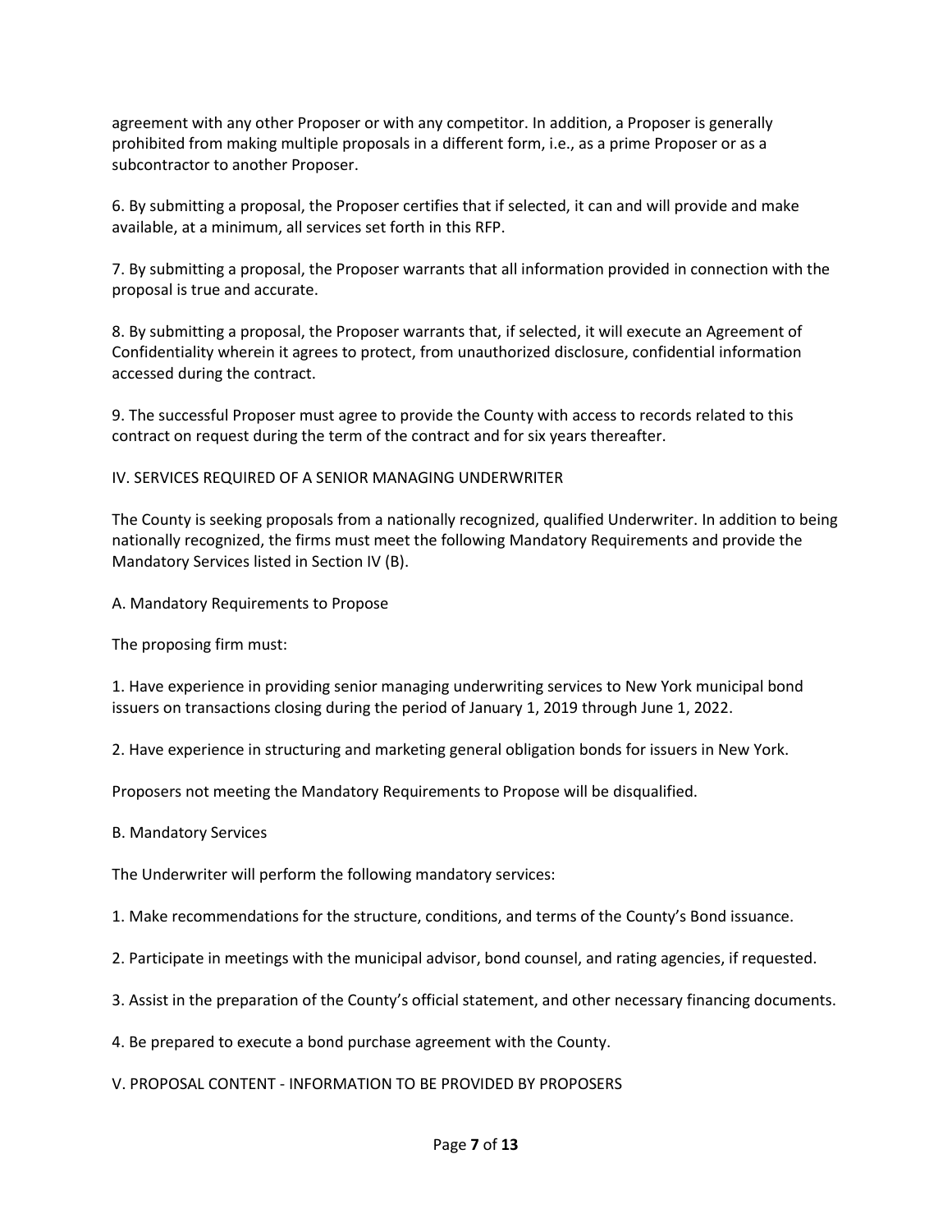agreement with any other Proposer or with any competitor. In addition, a Proposer is generally prohibited from making multiple proposals in a different form, i.e., as a prime Proposer or as a subcontractor to another Proposer.

6. By submitting a proposal, the Proposer certifies that if selected, it can and will provide and make available, at a minimum, all services set forth in this RFP.

7. By submitting a proposal, the Proposer warrants that all information provided in connection with the proposal is true and accurate.

8. By submitting a proposal, the Proposer warrants that, if selected, it will execute an Agreement of Confidentiality wherein it agrees to protect, from unauthorized disclosure, confidential information accessed during the contract.

9. The successful Proposer must agree to provide the County with access to records related to this contract on request during the term of the contract and for six years thereafter.

## IV. SERVICES REQUIRED OF A SENIOR MANAGING UNDERWRITER

The County is seeking proposals from a nationally recognized, qualified Underwriter. In addition to being nationally recognized, the firms must meet the following Mandatory Requirements and provide the Mandatory Services listed in Section IV (B).

### A. Mandatory Requirements to Propose

The proposing firm must:

1. Have experience in providing senior managing underwriting services to New York municipal bond issuers on transactions closing during the period of January 1, 2019 through June 1, 2022.

2. Have experience in structuring and marketing general obligation bonds for issuers in New York.

Proposers not meeting the Mandatory Requirements to Propose will be disqualified.

### B. Mandatory Services

The Underwriter will perform the following mandatory services:

1. Make recommendations for the structure, conditions, and terms of the County's Bond issuance.

2. Participate in meetings with the municipal advisor, bond counsel, and rating agencies, if requested.

3. Assist in the preparation of the County's official statement, and other necessary financing documents.

4. Be prepared to execute a bond purchase agreement with the County.

## V. PROPOSAL CONTENT - INFORMATION TO BE PROVIDED BY PROPOSERS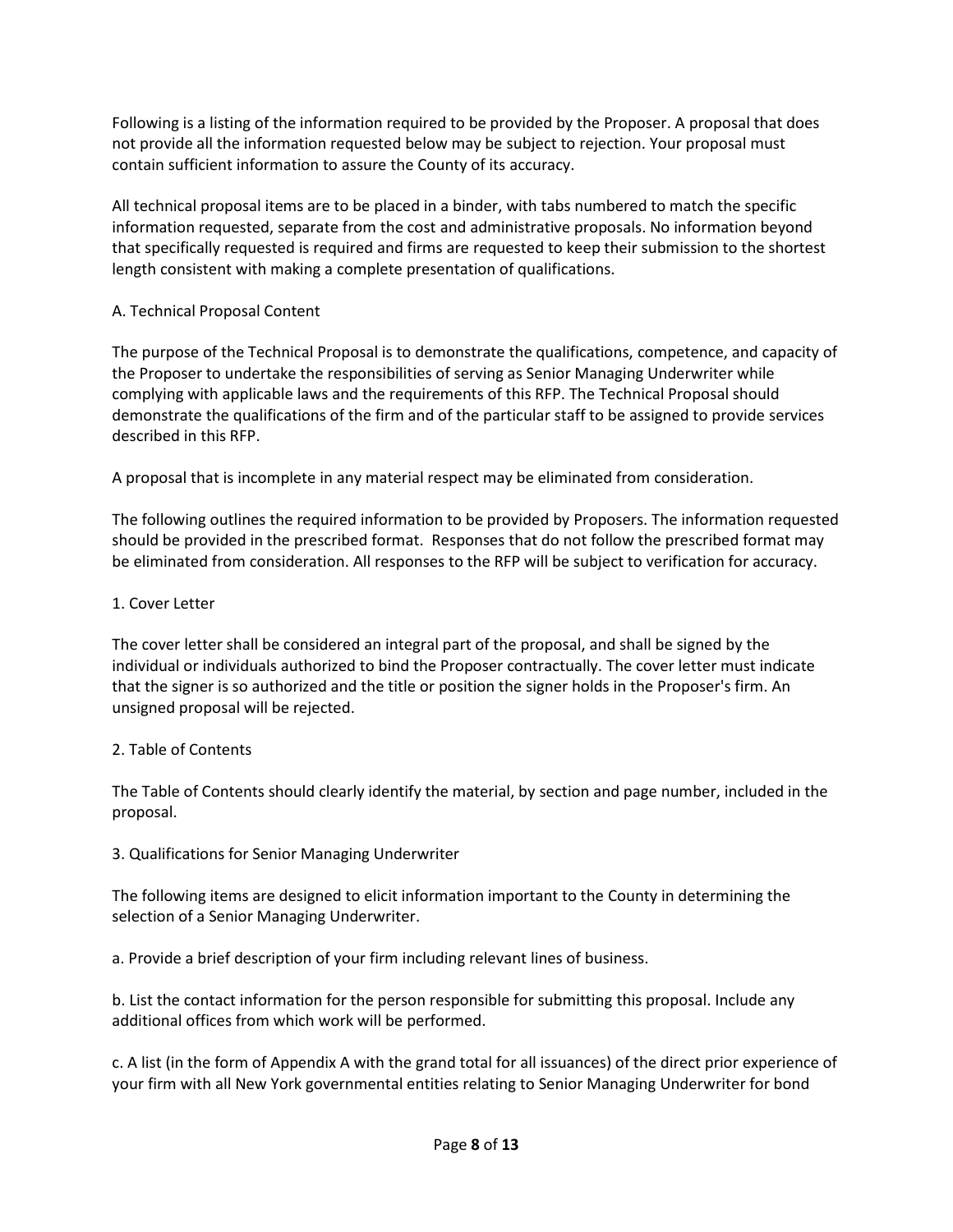Following is a listing of the information required to be provided by the Proposer. A proposal that does not provide all the information requested below may be subject to rejection. Your proposal must contain sufficient information to assure the County of its accuracy.

All technical proposal items are to be placed in a binder, with tabs numbered to match the specific information requested, separate from the cost and administrative proposals. No information beyond that specifically requested is required and firms are requested to keep their submission to the shortest length consistent with making a complete presentation of qualifications.

## A. Technical Proposal Content

The purpose of the Technical Proposal is to demonstrate the qualifications, competence, and capacity of the Proposer to undertake the responsibilities of serving as Senior Managing Underwriter while complying with applicable laws and the requirements of this RFP. The Technical Proposal should demonstrate the qualifications of the firm and of the particular staff to be assigned to provide services described in this RFP.

A proposal that is incomplete in any material respect may be eliminated from consideration.

The following outlines the required information to be provided by Proposers. The information requested should be provided in the prescribed format. Responses that do not follow the prescribed format may be eliminated from consideration. All responses to the RFP will be subject to verification for accuracy.

### 1. Cover Letter

The cover letter shall be considered an integral part of the proposal, and shall be signed by the individual or individuals authorized to bind the Proposer contractually. The cover letter must indicate that the signer is so authorized and the title or position the signer holds in the Proposer's firm. An unsigned proposal will be rejected.

### 2. Table of Contents

The Table of Contents should clearly identify the material, by section and page number, included in the proposal.

### 3. Qualifications for Senior Managing Underwriter

The following items are designed to elicit information important to the County in determining the selection of a Senior Managing Underwriter.

a. Provide a brief description of your firm including relevant lines of business.

b. List the contact information for the person responsible for submitting this proposal. Include any additional offices from which work will be performed.

c. A list (in the form of Appendix A with the grand total for all issuances) of the direct prior experience of your firm with all New York governmental entities relating to Senior Managing Underwriter for bond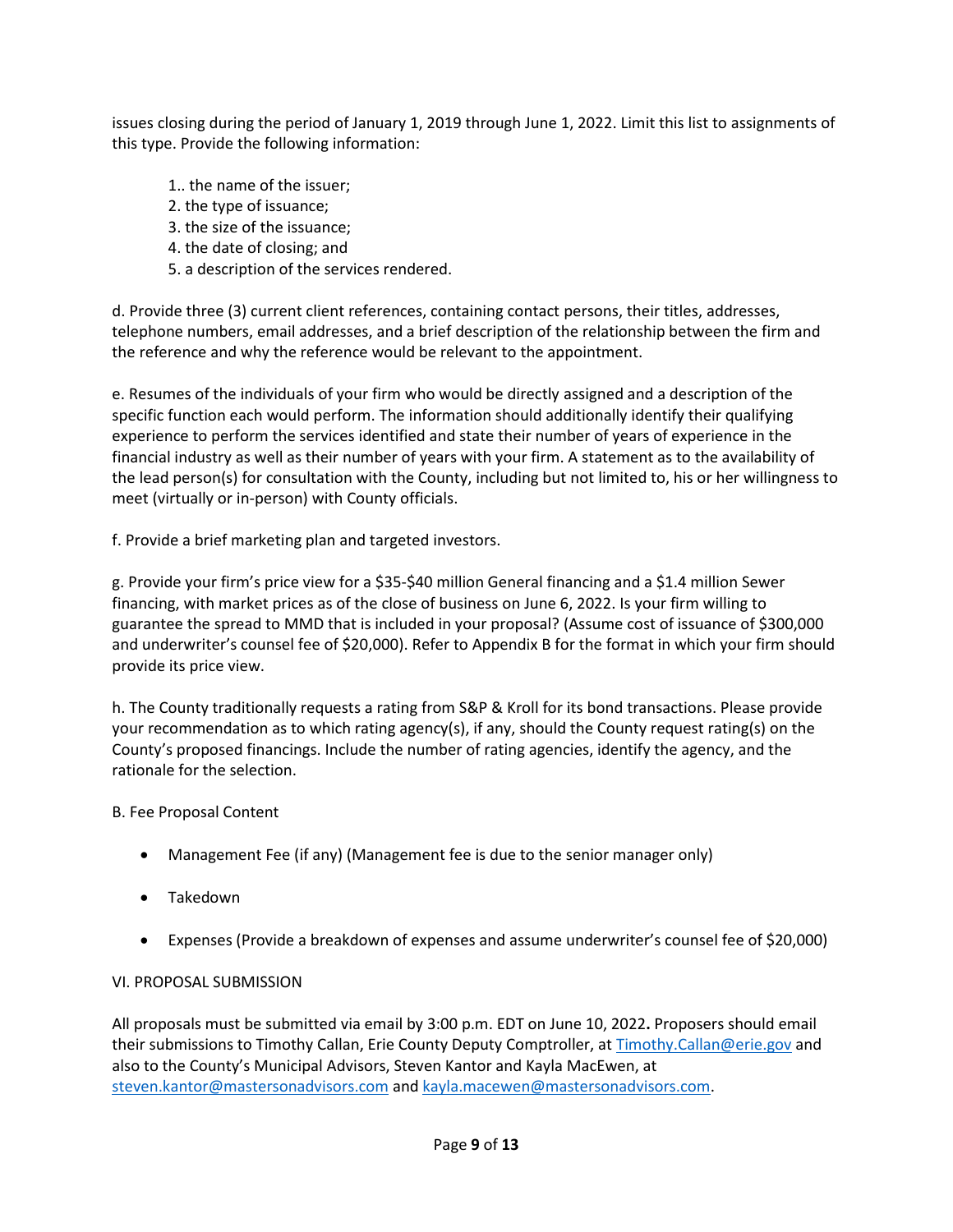issues closing during the period of January 1, 2019 through June 1, 2022. Limit this list to assignments of this type. Provide the following information:

1.. the name of the issuer;
2. the type of issuance;
3. the size of the issuance;
4. the date of closing; and
5. a description of the services rendered.

d. Provide three (3) current client references, containing contact persons, their titles, addresses, telephone numbers, email addresses, and a brief description of the relationship between the firm and the reference and why the reference would be relevant to the appointment.

e. Resumes of the individuals of your firm who would be directly assigned and a description of the specific function each would perform. The information should additionally identify their qualifying experience to perform the services identified and state their number of years of experience in the financial industry as well as their number of years with your firm. A statement as to the availability of the lead person(s) for consultation with the County, including but not limited to, his or her willingness to meet (virtually or in-person) with County officials.

f. Provide a brief marketing plan and targeted investors.

g. Provide your firm's price view for a $35-$40 million General financing and a $1.4 million Sewer financing, with market prices as of the close of business on June 6, 2022. Is your firm willing to guarantee the spread to MMD that is included in your proposal? (Assume cost of issuance of $300,000 and underwriter's counsel fee of $20,000). Refer to Appendix B for the format in which your firm should provide its price view.

h. The County traditionally requests a rating from S&P & Kroll for its bond transactions. Please provide your recommendation as to which rating agency(s), if any, should the County request rating(s) on the County's proposed financings. Include the number of rating agencies, identify the agency, and the rationale for the selection.

B. Fee Proposal Content

- Management Fee (if any) (Management fee is due to the senior manager only)
- Takedown
- Expenses (Provide a breakdown of expenses and assume underwriter's counsel fee of $20,000)

VI. PROPOSAL SUBMISSION

All proposals must be submitted via email by 3:00 p.m. EDT on June 10, 2022**.** Proposers should email their submissions to Timothy Callan, Erie County Deputy Comptroller, at Timothy.Callan@erie.gov and also to the County's Municipal Advisors, Steven Kantor and Kayla MacEwen, at steven.kantor@mastersonadvisors.com and kayla.macewen@mastersonadvisors.com.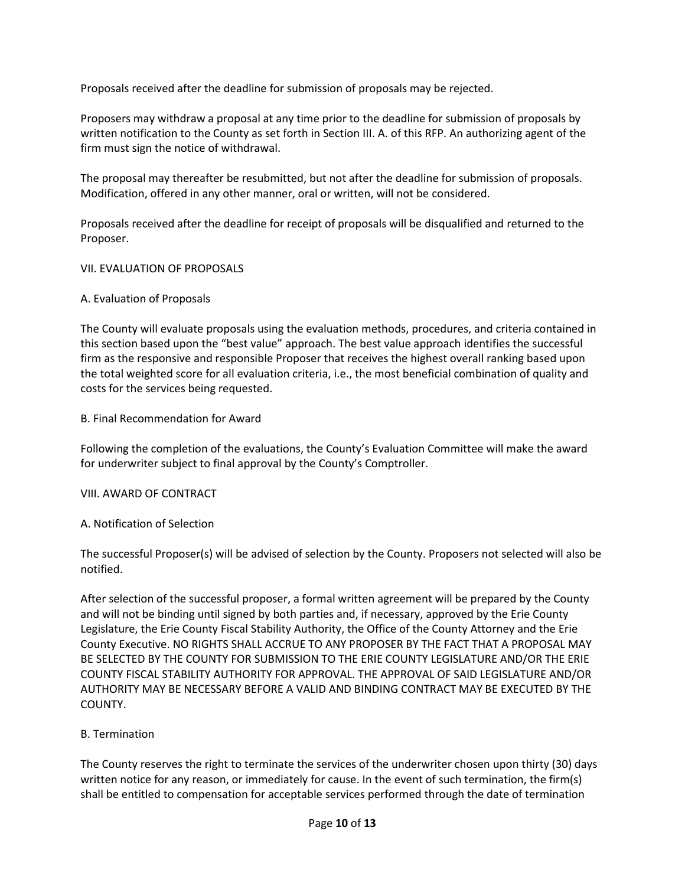Proposals received after the deadline for submission of proposals may be rejected.

Proposers may withdraw a proposal at any time prior to the deadline for submission of proposals by written notification to the County as set forth in Section III. A. of this RFP. An authorizing agent of the firm must sign the notice of withdrawal.

The proposal may thereafter be resubmitted, but not after the deadline for submission of proposals. Modification, offered in any other manner, oral or written, will not be considered.

Proposals received after the deadline for receipt of proposals will be disqualified and returned to the Proposer.

## VII. EVALUATION OF PROPOSALS

### A. Evaluation of Proposals

The County will evaluate proposals using the evaluation methods, procedures, and criteria contained in this section based upon the "best value" approach. The best value approach identifies the successful firm as the responsive and responsible Proposer that receives the highest overall ranking based upon the total weighted score for all evaluation criteria, i.e., the most beneficial combination of quality and costs for the services being requested.

### B. Final Recommendation for Award

Following the completion of the evaluations, the County's Evaluation Committee will make the award for underwriter subject to final approval by the County's Comptroller.

## VIII. AWARD OF CONTRACT

### A. Notification of Selection

The successful Proposer(s) will be advised of selection by the County. Proposers not selected will also be notified.

After selection of the successful proposer, a formal written agreement will be prepared by the County and will not be binding until signed by both parties and, if necessary, approved by the Erie County Legislature, the Erie County Fiscal Stability Authority, the Office of the County Attorney and the Erie County Executive. NO RIGHTS SHALL ACCRUE TO ANY PROPOSER BY THE FACT THAT A PROPOSAL MAY BE SELECTED BY THE COUNTY FOR SUBMISSION TO THE ERIE COUNTY LEGISLATURE AND/OR THE ERIE COUNTY FISCAL STABILITY AUTHORITY FOR APPROVAL. THE APPROVAL OF SAID LEGISLATURE AND/OR AUTHORITY MAY BE NECESSARY BEFORE A VALID AND BINDING CONTRACT MAY BE EXECUTED BY THE COUNTY.

### B. Termination

The County reserves the right to terminate the services of the underwriter chosen upon thirty (30) days written notice for any reason, or immediately for cause. In the event of such termination, the firm(s) shall be entitled to compensation for acceptable services performed through the date of termination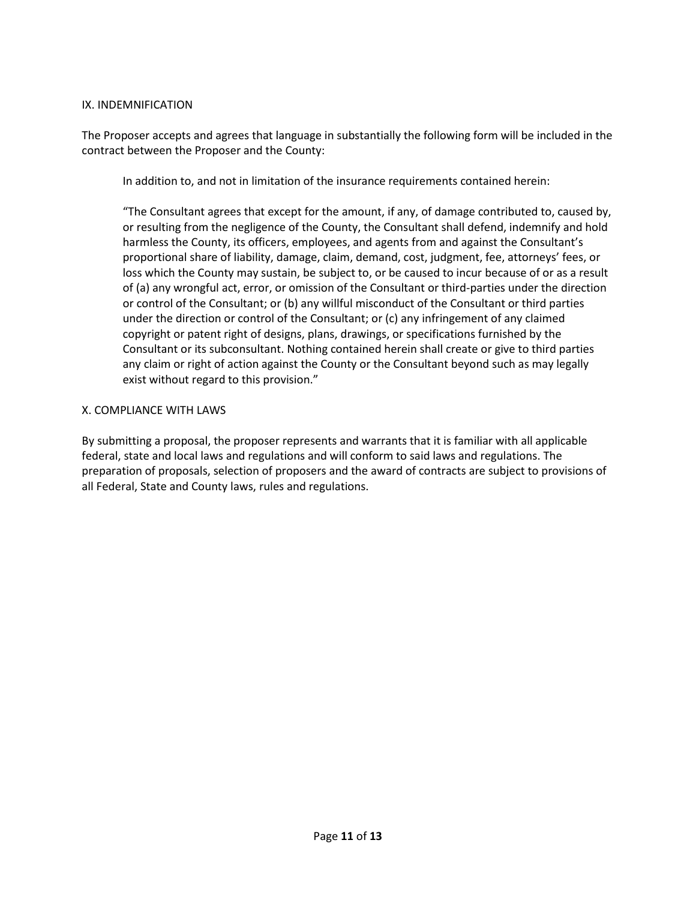## IX. INDEMNIFICATION

The Proposer accepts and agrees that language in substantially the following form will be included in the contract between the Proposer and the County:

> In addition to, and not in limitation of the insurance requirements contained herein:
>
> "The Consultant agrees that except for the amount, if any, of damage contributed to, caused by, or resulting from the negligence of the County, the Consultant shall defend, indemnify and hold harmless the County, its officers, employees, and agents from and against the Consultant's proportional share of liability, damage, claim, demand, cost, judgment, fee, attorneys' fees, or loss which the County may sustain, be subject to, or be caused to incur because of or as a result of (a) any wrongful act, error, or omission of the Consultant or third-parties under the direction or control of the Consultant; or (b) any willful misconduct of the Consultant or third parties under the direction or control of the Consultant; or (c) any infringement of any claimed copyright or patent right of designs, plans, drawings, or specifications furnished by the Consultant or its subconsultant. Nothing contained herein shall create or give to third parties any claim or right of action against the County or the Consultant beyond such as may legally exist without regard to this provision."

## X. COMPLIANCE WITH LAWS

By submitting a proposal, the proposer represents and warrants that it is familiar with all applicable federal, state and local laws and regulations and will conform to said laws and regulations. The preparation of proposals, selection of proposers and the award of contracts are subject to provisions of all Federal, State and County laws, rules and regulations.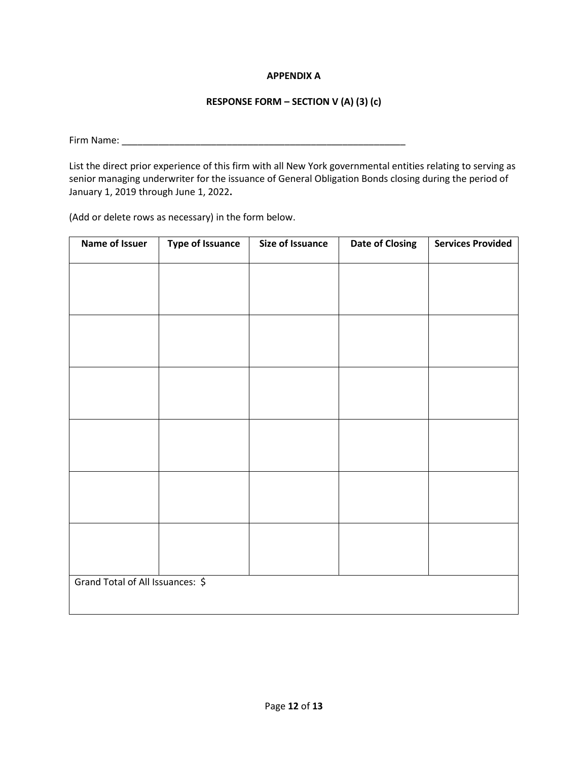**APPENDIX A**

**RESPONSE FORM – SECTION V (A) (3) (c)**

Firm Name: \_\_\_\_\_\_\_\_\_\_\_\_\_\_\_\_\_\_\_\_\_\_\_\_\_\_\_\_\_\_\_\_\_\_\_\_\_\_\_\_\_\_\_\_\_\_\_\_\_\_\_\_\_\_\_\_

List the direct prior experience of this firm with all New York governmental entities relating to serving as senior managing underwriter for the issuance of General Obligation Bonds closing during the period of January 1, 2019 through June 1, 2022**.**

(Add or delete rows as necessary) in the form below.

| Name of Issuer | Type of Issuance | Size of Issuance | Date of Closing | Services Provided |
|---|---|---|---|---|
| | | | | |
| | | | | |
| | | | | |
| | | | | |
| | | | | |
| | | | | |
| Grand Total of All Issuances: $ | | | | |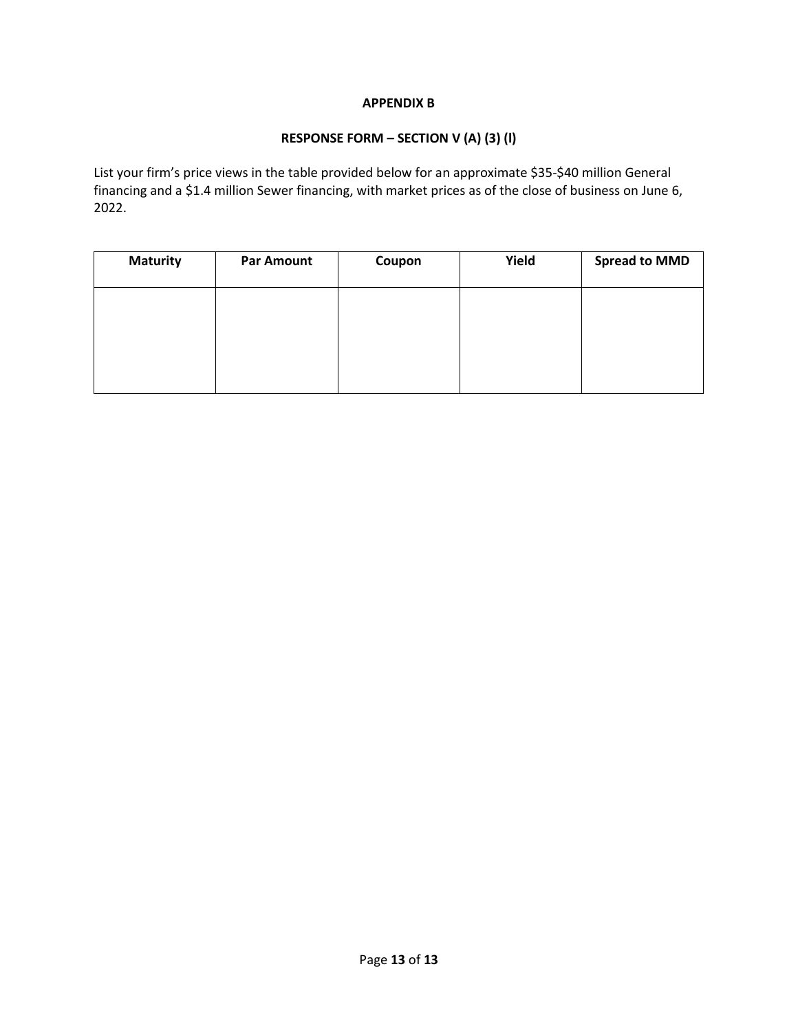**APPENDIX B**

**RESPONSE FORM – SECTION V (A) (3) (l)**

List your firm's price views in the table provided below for an approximate $35-$40 million General financing and a $1.4 million Sewer financing, with market prices as of the close of business on June 6, 2022.

| Maturity | Par Amount | Coupon | Yield | Spread to MMD |
|---|---|---|---|---|
| | | | | |